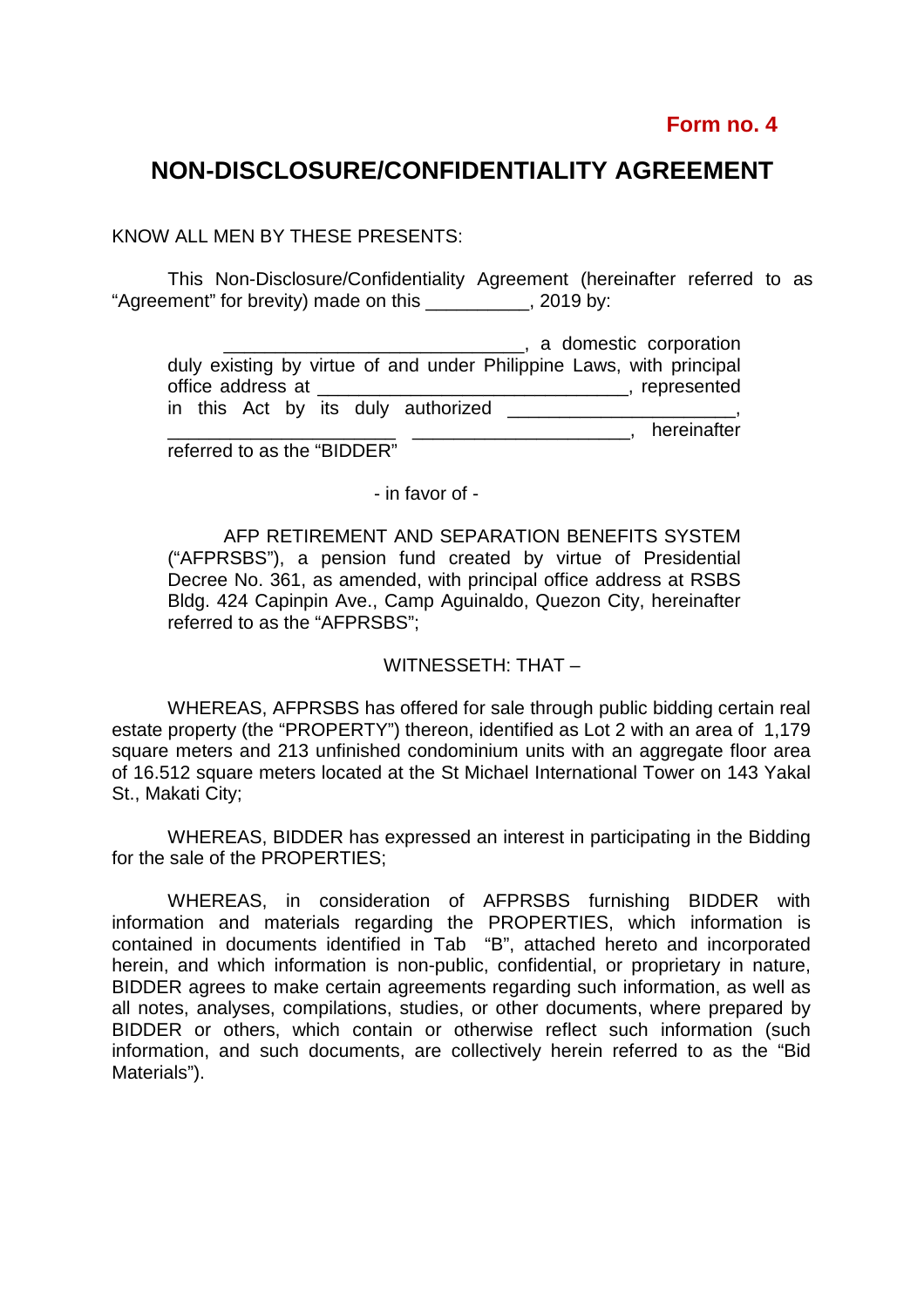**Form no. 4**

# NON-DISCLOSURE/CONFIDENTIALITY AGREEMENT

KNOW ALL MEN BY THESE PRESENTS:

This Non-Disclosure/Confidentiality Agreement (hereinafter referred to as "Agreement" for brevity) made on this __________, 2019 by:

> _____________________________, a domestic corporation duly existing by virtue of and under Philippine Laws, with principal office address at ______________________________, represented in this Act by its duly authorized ______________________, ______________________ _____________________, hereinafter referred to as the "BIDDER"

- in favor of -

> AFP RETIREMENT AND SEPARATION BENEFITS SYSTEM ("AFPRSBS"), a pension fund created by virtue of Presidential Decree No. 361, as amended, with principal office address at RSBS Bldg. 424 Capinpin Ave., Camp Aguinaldo, Quezon City, hereinafter referred to as the "AFPRSBS";

WITNESSETH: THAT –

WHEREAS, AFPRSBS has offered for sale through public bidding certain real estate property (the "PROPERTY") thereon, identified as Lot 2 with an area of 1,179 square meters and 213 unfinished condominium units with an aggregate floor area of 16.512 square meters located at the St Michael International Tower on 143 Yakal St., Makati City;

WHEREAS, BIDDER has expressed an interest in participating in the Bidding for the sale of the PROPERTIES;

WHEREAS, in consideration of AFPRSBS furnishing BIDDER with information and materials regarding the PROPERTIES, which information is contained in documents identified in Tab "B", attached hereto and incorporated herein, and which information is non-public, confidential, or proprietary in nature, BIDDER agrees to make certain agreements regarding such information, as well as all notes, analyses, compilations, studies, or other documents, where prepared by BIDDER or others, which contain or otherwise reflect such information (such information, and such documents, are collectively herein referred to as the "Bid Materials").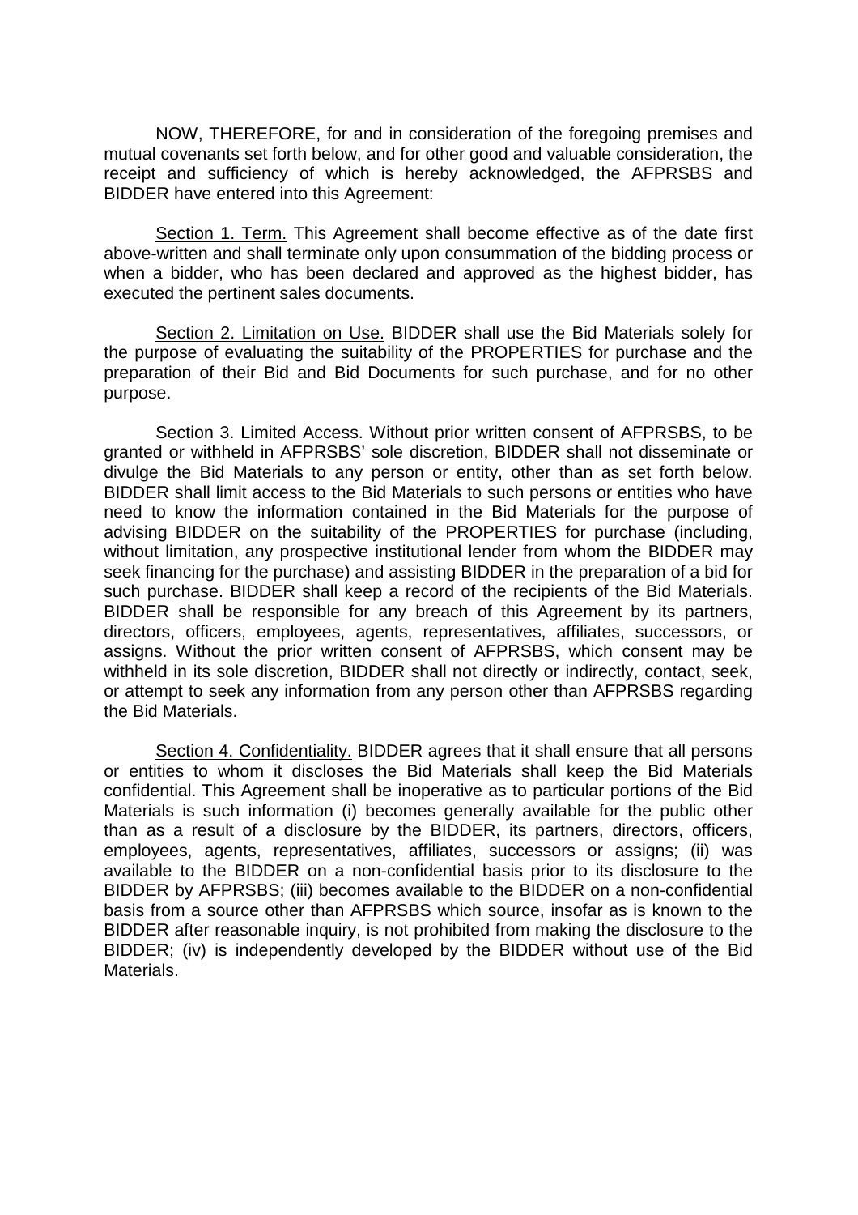NOW, THEREFORE, for and in consideration of the foregoing premises and mutual covenants set forth below, and for other good and valuable consideration, the receipt and sufficiency of which is hereby acknowledged, the AFPRSBS and BIDDER have entered into this Agreement:

Section 1. Term. This Agreement shall become effective as of the date first above-written and shall terminate only upon consummation of the bidding process or when a bidder, who has been declared and approved as the highest bidder, has executed the pertinent sales documents.

Section 2. Limitation on Use. BIDDER shall use the Bid Materials solely for the purpose of evaluating the suitability of the PROPERTIES for purchase and the preparation of their Bid and Bid Documents for such purchase, and for no other purpose.

Section 3. Limited Access. Without prior written consent of AFPRSBS, to be granted or withheld in AFPRSBS' sole discretion, BIDDER shall not disseminate or divulge the Bid Materials to any person or entity, other than as set forth below. BIDDER shall limit access to the Bid Materials to such persons or entities who have need to know the information contained in the Bid Materials for the purpose of advising BIDDER on the suitability of the PROPERTIES for purchase (including, without limitation, any prospective institutional lender from whom the BIDDER may seek financing for the purchase) and assisting BIDDER in the preparation of a bid for such purchase. BIDDER shall keep a record of the recipients of the Bid Materials. BIDDER shall be responsible for any breach of this Agreement by its partners, directors, officers, employees, agents, representatives, affiliates, successors, or assigns. Without the prior written consent of AFPRSBS, which consent may be withheld in its sole discretion, BIDDER shall not directly or indirectly, contact, seek, or attempt to seek any information from any person other than AFPRSBS regarding the Bid Materials.

Section 4. Confidentiality. BIDDER agrees that it shall ensure that all persons or entities to whom it discloses the Bid Materials shall keep the Bid Materials confidential. This Agreement shall be inoperative as to particular portions of the Bid Materials is such information (i) becomes generally available for the public other than as a result of a disclosure by the BIDDER, its partners, directors, officers, employees, agents, representatives, affiliates, successors or assigns; (ii) was available to the BIDDER on a non-confidential basis prior to its disclosure to the BIDDER by AFPRSBS; (iii) becomes available to the BIDDER on a non-confidential basis from a source other than AFPRSBS which source, insofar as is known to the BIDDER after reasonable inquiry, is not prohibited from making the disclosure to the BIDDER; (iv) is independently developed by the BIDDER without use of the Bid Materials.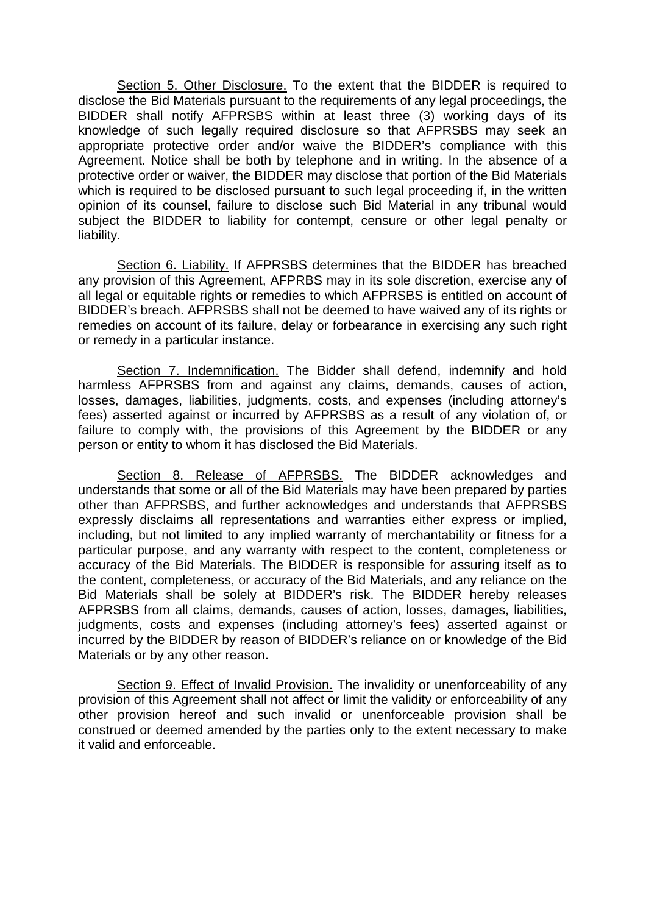<u>Section 5. Other Disclosure.</u> To the extent that the BIDDER is required to disclose the Bid Materials pursuant to the requirements of any legal proceedings, the BIDDER shall notify AFPRSBS within at least three (3) working days of its knowledge of such legally required disclosure so that AFPRSBS may seek an appropriate protective order and/or waive the BIDDER's compliance with this Agreement. Notice shall be both by telephone and in writing. In the absence of a protective order or waiver, the BIDDER may disclose that portion of the Bid Materials which is required to be disclosed pursuant to such legal proceeding if, in the written opinion of its counsel, failure to disclose such Bid Material in any tribunal would subject the BIDDER to liability for contempt, censure or other legal penalty or liability.

<u>Section 6. Liability.</u> If AFPRSBS determines that the BIDDER has breached any provision of this Agreement, AFPRBS may in its sole discretion, exercise any of all legal or equitable rights or remedies to which AFPRSBS is entitled on account of BIDDER's breach. AFPRSBS shall not be deemed to have waived any of its rights or remedies on account of its failure, delay or forbearance in exercising any such right or remedy in a particular instance.

<u>Section 7. Indemnification.</u> The Bidder shall defend, indemnify and hold harmless AFPRSBS from and against any claims, demands, causes of action, losses, damages, liabilities, judgments, costs, and expenses (including attorney's fees) asserted against or incurred by AFPRSBS as a result of any violation of, or failure to comply with, the provisions of this Agreement by the BIDDER or any person or entity to whom it has disclosed the Bid Materials.

<u>Section 8. Release of AFPRSBS.</u> The BIDDER acknowledges and understands that some or all of the Bid Materials may have been prepared by parties other than AFPRSBS, and further acknowledges and understands that AFPRSBS expressly disclaims all representations and warranties either express or implied, including, but not limited to any implied warranty of merchantability or fitness for a particular purpose, and any warranty with respect to the content, completeness or accuracy of the Bid Materials. The BIDDER is responsible for assuring itself as to the content, completeness, or accuracy of the Bid Materials, and any reliance on the Bid Materials shall be solely at BIDDER's risk. The BIDDER hereby releases AFPRSBS from all claims, demands, causes of action, losses, damages, liabilities, judgments, costs and expenses (including attorney's fees) asserted against or incurred by the BIDDER by reason of BIDDER's reliance on or knowledge of the Bid Materials or by any other reason.

<u>Section 9. Effect of Invalid Provision.</u> The invalidity or unenforceability of any provision of this Agreement shall not affect or limit the validity or enforceability of any other provision hereof and such invalid or unenforceable provision shall be construed or deemed amended by the parties only to the extent necessary to make it valid and enforceable.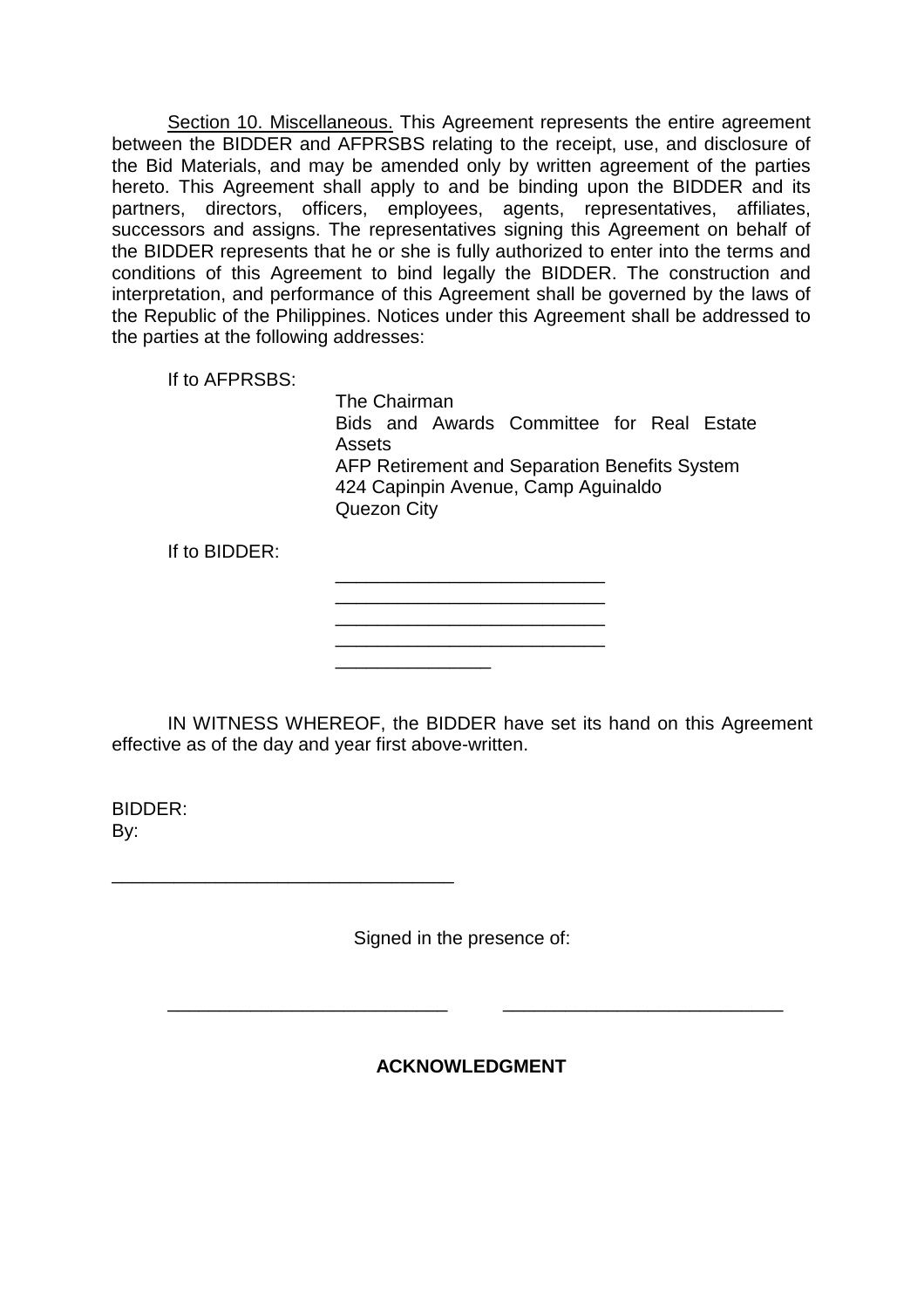Section 10. Miscellaneous. This Agreement represents the entire agreement between the BIDDER and AFPRSBS relating to the receipt, use, and disclosure of the Bid Materials, and may be amended only by written agreement of the parties hereto. This Agreement shall apply to and be binding upon the BIDDER and its partners, directors, officers, employees, agents, representatives, affiliates, successors and assigns. The representatives signing this Agreement on behalf of the BIDDER represents that he or she is fully authorized to enter into the terms and conditions of this Agreement to bind legally the BIDDER. The construction and interpretation, and performance of this Agreement shall be governed by the laws of the Republic of the Philippines. Notices under this Agreement shall be addressed to the parties at the following addresses:

If to AFPRSBS:

The Chairman
Bids and Awards Committee for Real Estate Assets
AFP Retirement and Separation Benefits System
424 Capinpin Avenue, Camp Aguinaldo
Quezon City

If to BIDDER:

___________________________
___________________________
___________________________
___________________________
________________

IN WITNESS WHEREOF, the BIDDER have set its hand on this Agreement effective as of the day and year first above-written.

BIDDER:
By:

__________________________________

Signed in the presence of:

____________________________ ____________________________

**ACKNOWLEDGMENT**